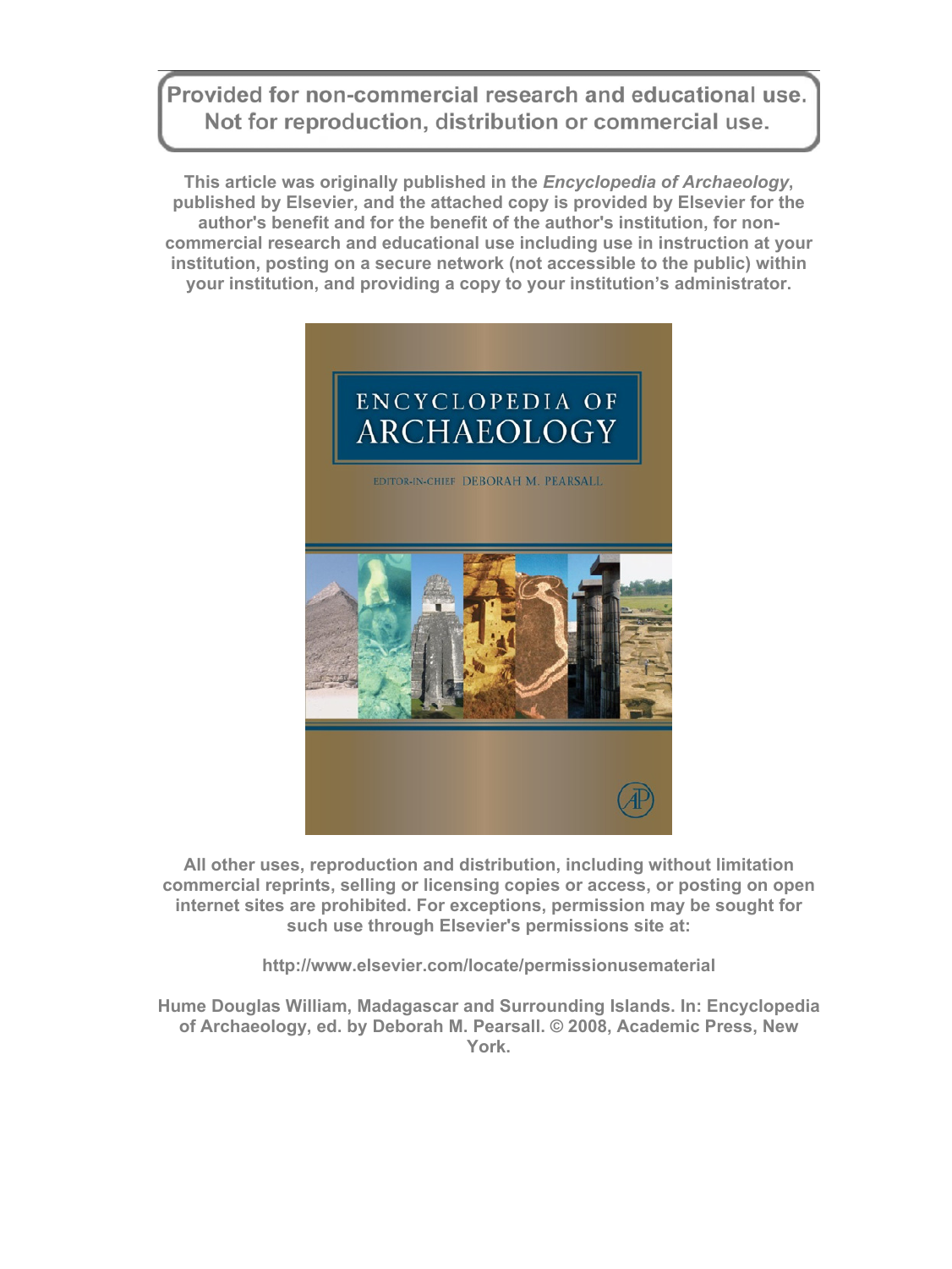Provided for non-commercial research and educational use.
Not for reproduction, distribution or commercial use.

**This article was originally published in the *Encyclopedia of Archaeology*, published by Elsevier, and the attached copy is provided by Elsevier for the author's benefit and for the benefit of the author's institution, for non-commercial research and educational use including use in instruction at your institution, posting on a secure network (not accessible to the public) within your institution, and providing a copy to your institution's administrator.**

ENCYCLOPEDIA OF ARCHAEOLOGY

EDITOR-IN-CHIEF DEBORAH M. PEARSALL

**All other uses, reproduction and distribution, including without limitation commercial reprints, selling or licensing copies or access, or posting on open internet sites are prohibited. For exceptions, permission may be sought for such use through Elsevier's permissions site at:**

**http://www.elsevier.com/locate/permissionusematerial**

**Hume Douglas William, Madagascar and Surrounding Islands. In: Encyclopedia of Archaeology, ed. by Deborah M. Pearsall. © 2008, Academic Press, New York.**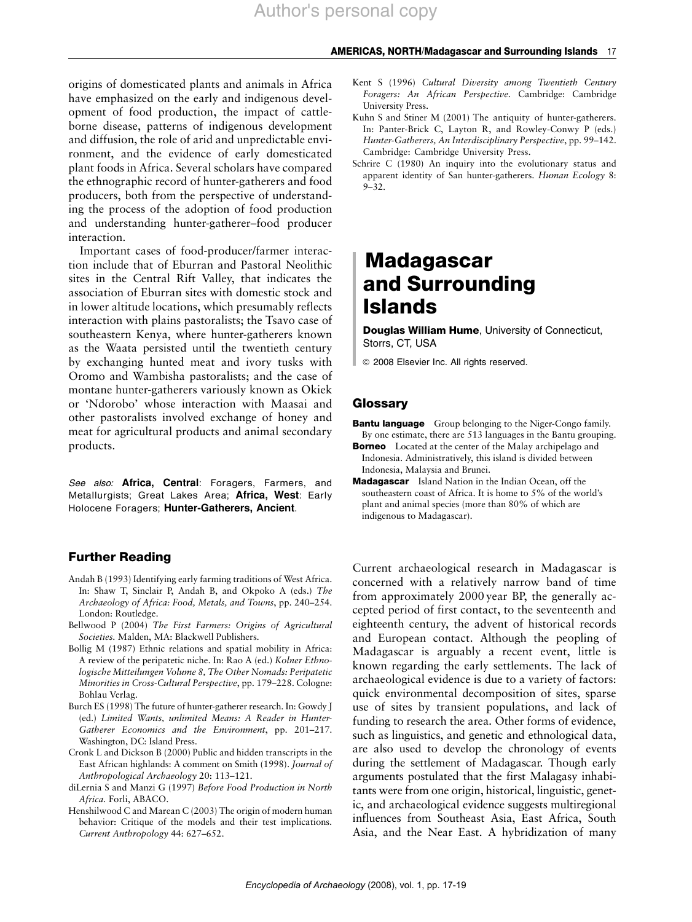origins of domesticated plants and animals in Africa have emphasized on the early and indigenous development of food production, the impact of cattle-borne disease, patterns of indigenous development and diffusion, the role of arid and unpredictable environment, and the evidence of early domesticated plant foods in Africa. Several scholars have compared the ethnographic record of hunter-gatherers and food producers, both from the perspective of understanding the process of the adoption of food production and understanding hunter-gatherer–food producer interaction.

Important cases of food-producer/farmer interaction include that of Eburran and Pastoral Neolithic sites in the Central Rift Valley, that indicates the association of Eburran sites with domestic stock and in lower altitude locations, which presumably reflects interaction with plains pastoralists; the Tsavo case of southeastern Kenya, where hunter-gatherers known as the Waata persisted until the twentieth century by exchanging hunted meat and ivory tusks with Oromo and Wambisha pastoralists; and the case of montane hunter-gatherers variously known as Okiek or 'Ndorobo' whose interaction with Maasai and other pastoralists involved exchange of honey and meat for agricultural products and animal secondary products.

*See also:* **Africa, Central**: Foragers, Farmers, and Metallurgists; Great Lakes Area; **Africa, West**: Early Holocene Foragers; **Hunter-Gatherers, Ancient**.

## Further Reading

Andah B (1993) Identifying early farming traditions of West Africa. In: Shaw T, Sinclair P, Andah B, and Okpoko A (eds.) *The Archaeology of Africa: Food, Metals, and Towns*, pp. 240–254. London: Routledge.

Bellwood P (2004) *The First Farmers: Origins of Agricultural Societies*. Malden, MA: Blackwell Publishers.

Bollig M (1987) Ethnic relations and spatial mobility in Africa: A review of the peripatetic niche. In: Rao A (ed.) *Kolner Ethnologische Mitteilungen Volume 8, The Other Nomads: Peripatetic Minorities in Cross-Cultural Perspective*, pp. 179–228. Cologne: Bohlau Verlag.

Burch ES (1998) The future of hunter-gatherer research. In: Gowdy J (ed.) *Limited Wants, unlimited Means: A Reader in Hunter-Gatherer Economics and the Environment*, pp. 201–217. Washington, DC: Island Press.

Cronk L and Dickson B (2000) Public and hidden transcripts in the East African highlands: A comment on Smith (1998). *Journal of Anthropological Archaeology* 20: 113–121.

diLernia S and Manzi G (1997) *Before Food Production in North Africa.* Forli, ABACO.

Henshilwood C and Marean C (2003) The origin of modern human behavior: Critique of the models and their test implications. *Current Anthropology* 44: 627–652.

Kent S (1996) *Cultural Diversity among Twentieth Century Foragers: An African Perspective*. Cambridge: Cambridge University Press.

Kuhn S and Stiner M (2001) The antiquity of hunter-gatherers. In: Panter-Brick C, Layton R, and Rowley-Conwy P (eds.) *Hunter-Gatherers, An Interdisciplinary Perspective*, pp. 99–142. Cambridge: Cambridge University Press.

Schrire C (1980) An inquiry into the evolutionary status and apparent identity of San hunter-gatherers. *Human Ecology* 8: 9–32.

# Madagascar and Surrounding Islands

**Douglas William Hume**, University of Connecticut, Storrs, CT, USA

© 2008 Elsevier Inc. All rights reserved.

## Glossary

**Bantu language** Group belonging to the Niger-Congo family. By one estimate, there are 513 languages in the Bantu grouping.

**Borneo** Located at the center of the Malay archipelago and Indonesia. Administratively, this island is divided between Indonesia, Malaysia and Brunei.

**Madagascar** Island Nation in the Indian Ocean, off the southeastern coast of Africa. It is home to 5% of the world's plant and animal species (more than 80% of which are indigenous to Madagascar).

Current archaeological research in Madagascar is concerned with a relatively narrow band of time from approximately 2000 year BP, the generally accepted period of first contact, to the seventeenth and eighteenth century, the advent of historical records and European contact. Although the peopling of Madagascar is arguably a recent event, little is known regarding the early settlements. The lack of archaeological evidence is due to a variety of factors: quick environmental decomposition of sites, sparse use of sites by transient populations, and lack of funding to research the area. Other forms of evidence, such as linguistics, and genetic and ethnological data, are also used to develop the chronology of events during the settlement of Madagascar. Though early arguments postulated that the first Malagasy inhabitants were from one origin, historical, linguistic, genetic, and archaeological evidence suggests multiregional influences from Southeast Asia, East Africa, South Asia, and the Near East. A hybridization of many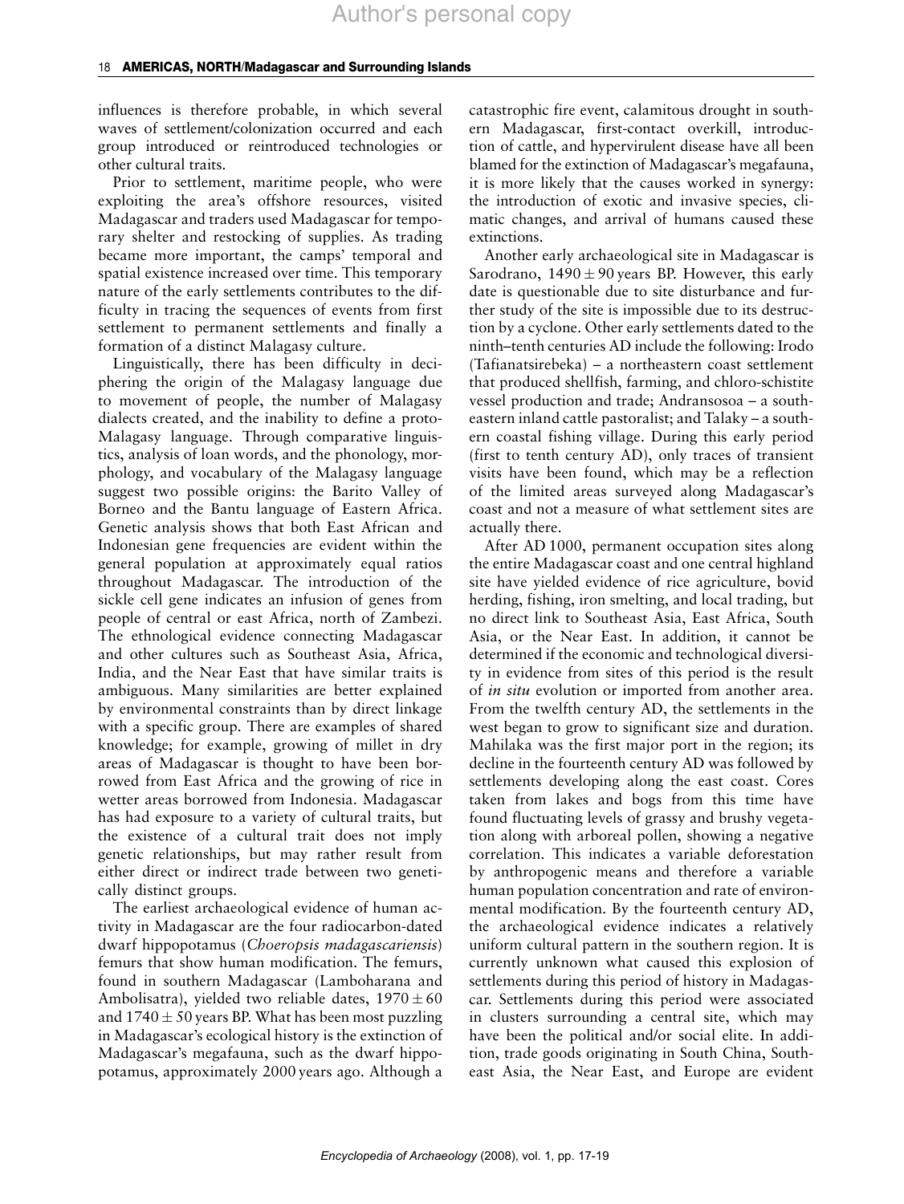influences is therefore probable, in which several waves of settlement/colonization occurred and each group introduced or reintroduced technologies or other cultural traits.

Prior to settlement, maritime people, who were exploiting the area's offshore resources, visited Madagascar and traders used Madagascar for temporary shelter and restocking of supplies. As trading became more important, the camps' temporal and spatial existence increased over time. This temporary nature of the early settlements contributes to the difficulty in tracing the sequences of events from first settlement to permanent settlements and finally a formation of a distinct Malagasy culture.

Linguistically, there has been difficulty in deciphering the origin of the Malagasy language due to movement of people, the number of Malagasy dialects created, and the inability to define a proto-Malagasy language. Through comparative linguistics, analysis of loan words, and the phonology, morphology, and vocabulary of the Malagasy language suggest two possible origins: the Barito Valley of Borneo and the Bantu language of Eastern Africa. Genetic analysis shows that both East African and Indonesian gene frequencies are evident within the general population at approximately equal ratios throughout Madagascar. The introduction of the sickle cell gene indicates an infusion of genes from people of central or east Africa, north of Zambezi. The ethnological evidence connecting Madagascar and other cultures such as Southeast Asia, Africa, India, and the Near East that have similar traits is ambiguous. Many similarities are better explained by environmental constraints than by direct linkage with a specific group. There are examples of shared knowledge; for example, growing of millet in dry areas of Madagascar is thought to have been borrowed from East Africa and the growing of rice in wetter areas borrowed from Indonesia. Madagascar has had exposure to a variety of cultural traits, but the existence of a cultural trait does not imply genetic relationships, but may rather result from either direct or indirect trade between two genetically distinct groups.

The earliest archaeological evidence of human activity in Madagascar are the four radiocarbon-dated dwarf hippopotamus (*Choeropsis madagascariensis*) femurs that show human modification. The femurs, found in southern Madagascar (Lamboharana and Ambolisatra), yielded two reliable dates, $1970 \pm 60$ and $1740 \pm 50$ years BP. What has been most puzzling in Madagascar's ecological history is the extinction of Madagascar's megafauna, such as the dwarf hippopotamus, approximately 2000 years ago. Although a catastrophic fire event, calamitous drought in southern Madagascar, first-contact overkill, introduction of cattle, and hypervirulent disease have all been blamed for the extinction of Madagascar's megafauna, it is more likely that the causes worked in synergy: the introduction of exotic and invasive species, climatic changes, and arrival of humans caused these extinctions.

Another early archaeological site in Madagascar is Sarodrano, $1490 \pm 90$ years BP. However, this early date is questionable due to site disturbance and further study of the site is impossible due to its destruction by a cyclone. Other early settlements dated to the ninth–tenth centuries AD include the following: Irodo (Tafianatsirebeka) – a northeastern coast settlement that produced shellfish, farming, and chloro-schistite vessel production and trade; Andransosoa – a southeastern inland cattle pastoralist; and Talaky – a southern coastal fishing village. During this early period (first to tenth century AD), only traces of transient visits have been found, which may be a reflection of the limited areas surveyed along Madagascar's coast and not a measure of what settlement sites are actually there.

After AD 1000, permanent occupation sites along the entire Madagascar coast and one central highland site have yielded evidence of rice agriculture, bovid herding, fishing, iron smelting, and local trading, but no direct link to Southeast Asia, East Africa, South Asia, or the Near East. In addition, it cannot be determined if the economic and technological diversity in evidence from sites of this period is the result of *in situ* evolution or imported from another area. From the twelfth century AD, the settlements in the west began to grow to significant size and duration. Mahilaka was the first major port in the region; its decline in the fourteenth century AD was followed by settlements developing along the east coast. Cores taken from lakes and bogs from this time have found fluctuating levels of grassy and brushy vegetation along with arboreal pollen, showing a negative correlation. This indicates a variable deforestation by anthropogenic means and therefore a variable human population concentration and rate of environmental modification. By the fourteenth century AD, the archaeological evidence indicates a relatively uniform cultural pattern in the southern region. It is currently unknown what caused this explosion of settlements during this period of history in Madagascar. Settlements during this period were associated in clusters surrounding a central site, which may have been the political and/or social elite. In addition, trade goods originating in South China, Southeast Asia, the Near East, and Europe are evident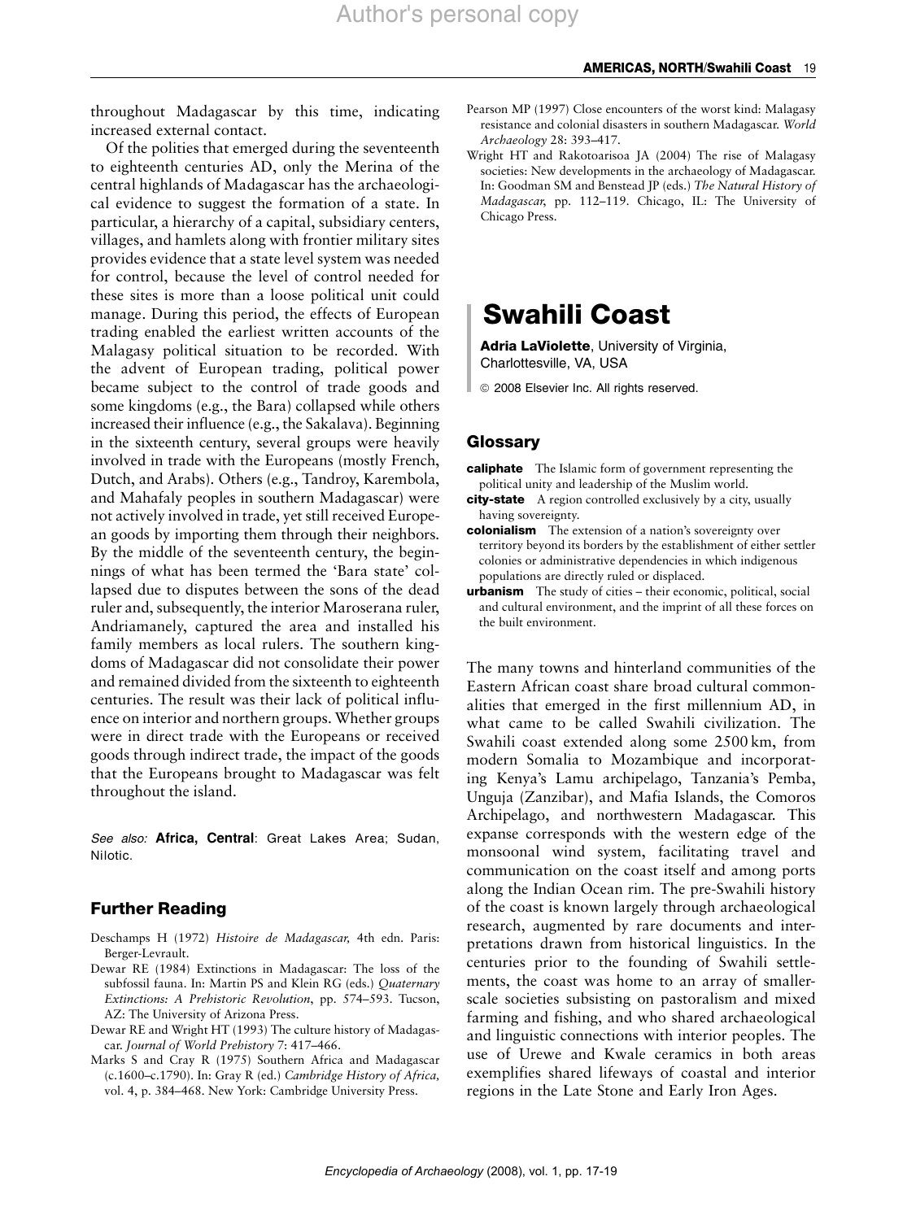throughout Madagascar by this time, indicating increased external contact.

Of the polities that emerged during the seventeenth to eighteenth centuries AD, only the Merina of the central highlands of Madagascar has the archaeological evidence to suggest the formation of a state. In particular, a hierarchy of a capital, subsidiary centers, villages, and hamlets along with frontier military sites provides evidence that a state level system was needed for control, because the level of control needed for these sites is more than a loose political unit could manage. During this period, the effects of European trading enabled the earliest written accounts of the Malagasy political situation to be recorded. With the advent of European trading, political power became subject to the control of trade goods and some kingdoms (e.g., the Bara) collapsed while others increased their influence (e.g., the Sakalava). Beginning in the sixteenth century, several groups were heavily involved in trade with the Europeans (mostly French, Dutch, and Arabs). Others (e.g., Tandroy, Karembola, and Mahafaly peoples in southern Madagascar) were not actively involved in trade, yet still received European goods by importing them through their neighbors. By the middle of the seventeenth century, the beginnings of what has been termed the 'Bara state' collapsed due to disputes between the sons of the dead ruler and, subsequently, the interior Maroserana ruler, Andriamanely, captured the area and installed his family members as local rulers. The southern kingdoms of Madagascar did not consolidate their power and remained divided from the sixteenth to eighteenth centuries. The result was their lack of political influence on interior and northern groups. Whether groups were in direct trade with the Europeans or received goods through indirect trade, the impact of the goods that the Europeans brought to Madagascar was felt throughout the island.

*See also:* **Africa, Central**: Great Lakes Area; Sudan, Nilotic.

## Further Reading

Deschamps H (1972) *Histoire de Madagascar,* 4th edn. Paris: Berger-Levrault.

Dewar RE (1984) Extinctions in Madagascar: The loss of the subfossil fauna. In: Martin PS and Klein RG (eds.) *Quaternary Extinctions: A Prehistoric Revolution*, pp. 574–593. Tucson, AZ: The University of Arizona Press.

Dewar RE and Wright HT (1993) The culture history of Madagascar. *Journal of World Prehistory* 7: 417–466.

Marks S and Cray R (1975) Southern Africa and Madagascar (c.1600–c.1790). In: Gray R (ed.) *Cambridge History of Africa,* vol. 4, p. 384–468. New York: Cambridge University Press.

Pearson MP (1997) Close encounters of the worst kind: Malagasy resistance and colonial disasters in southern Madagascar. *World Archaeology* 28: 393–417.

Wright HT and Rakotoarisoa JA (2004) The rise of Malagasy societies: New developments in the archaeology of Madagascar. In: Goodman SM and Benstead JP (eds.) *The Natural History of Madagascar*, pp. 112–119. Chicago, IL: The University of Chicago Press.

# Swahili Coast

**Adria LaViolette**, University of Virginia, Charlottesville, VA, USA

© 2008 Elsevier Inc. All rights reserved.

## Glossary

**caliphate** The Islamic form of government representing the political unity and leadership of the Muslim world.

**city-state** A region controlled exclusively by a city, usually having sovereignty.

**colonialism** The extension of a nation's sovereignty over territory beyond its borders by the establishment of either settler colonies or administrative dependencies in which indigenous populations are directly ruled or displaced.

**urbanism** The study of cities – their economic, political, social and cultural environment, and the imprint of all these forces on the built environment.

The many towns and hinterland communities of the Eastern African coast share broad cultural commonalities that emerged in the first millennium AD, in what came to be called Swahili civilization. The Swahili coast extended along some 2500 km, from modern Somalia to Mozambique and incorporating Kenya's Lamu archipelago, Tanzania's Pemba, Unguja (Zanzibar), and Mafia Islands, the Comoros Archipelago, and northwestern Madagascar. This expanse corresponds with the western edge of the monsoonal wind system, facilitating travel and communication on the coast itself and among ports along the Indian Ocean rim. The pre-Swahili history of the coast is known largely through archaeological research, augmented by rare documents and interpretations drawn from historical linguistics. In the centuries prior to the founding of Swahili settlements, the coast was home to an array of smaller-scale societies subsisting on pastoralism and mixed farming and fishing, and who shared archaeological and linguistic connections with interior peoples. The use of Urewe and Kwale ceramics in both areas exemplifies shared lifeways of coastal and interior regions in the Late Stone and Early Iron Ages.